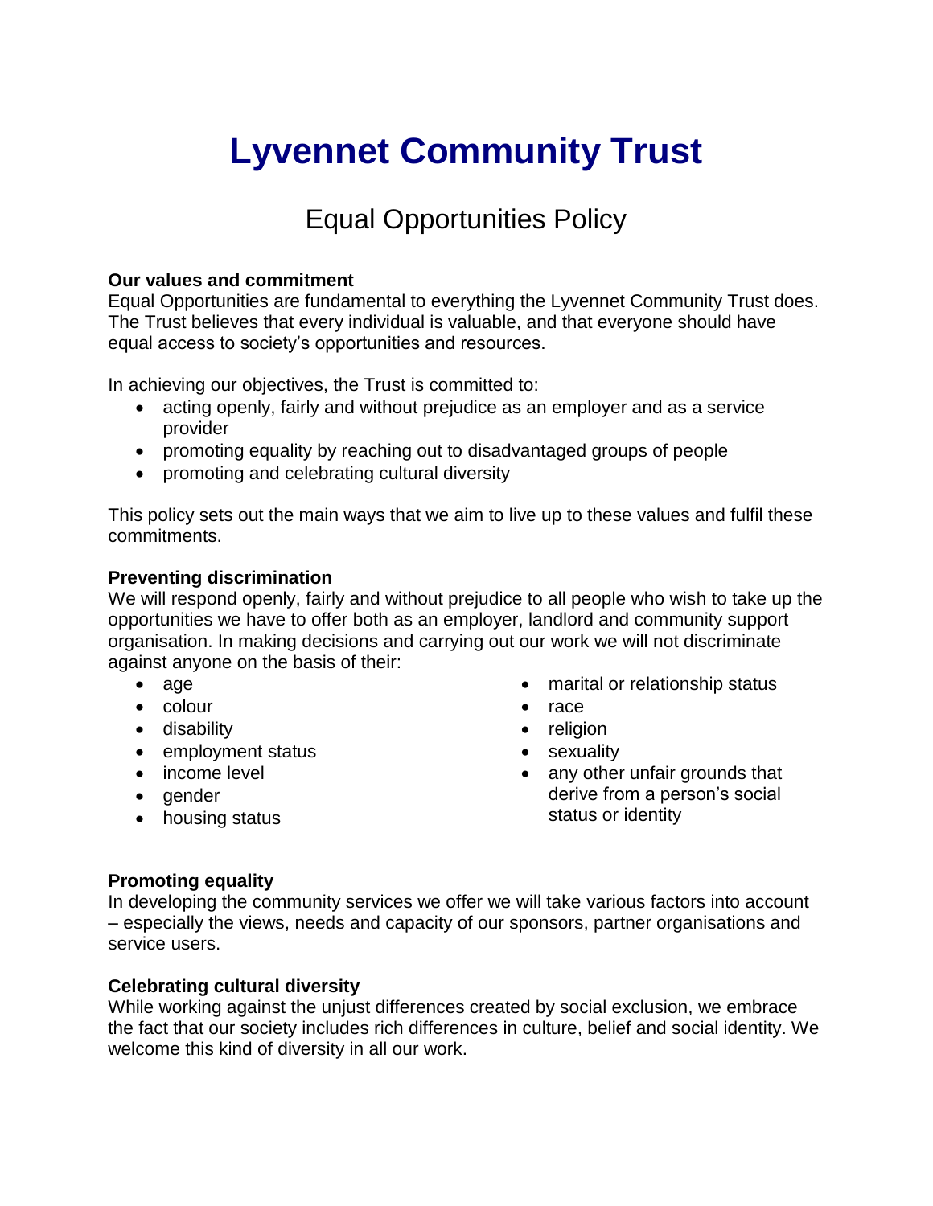# Lyvennet Community Trust

## Equal Opportunities Policy

**Our values and commitment**

Equal Opportunities are fundamental to everything the Lyvennet Community Trust does. The Trust believes that every individual is valuable, and that everyone should have equal access to society's opportunities and resources.

In achieving our objectives, the Trust is committed to:

- acting openly, fairly and without prejudice as an employer and as a service provider
- promoting equality by reaching out to disadvantaged groups of people
- promoting and celebrating cultural diversity

This policy sets out the main ways that we aim to live up to these values and fulfil these commitments.

**Preventing discrimination**

We will respond openly, fairly and without prejudice to all people who wish to take up the opportunities we have to offer both as an employer, landlord and community support organisation. In making decisions and carrying out our work we will not discriminate against anyone on the basis of their:

- age
- colour
- disability
- employment status
- income level
- gender
- housing status
- marital or relationship status
- race
- religion
- sexuality
- any other unfair grounds that derive from a person's social status or identity

**Promoting equality**

In developing the community services we offer we will take various factors into account – especially the views, needs and capacity of our sponsors, partner organisations and service users.

**Celebrating cultural diversity**

While working against the unjust differences created by social exclusion, we embrace the fact that our society includes rich differences in culture, belief and social identity. We welcome this kind of diversity in all our work.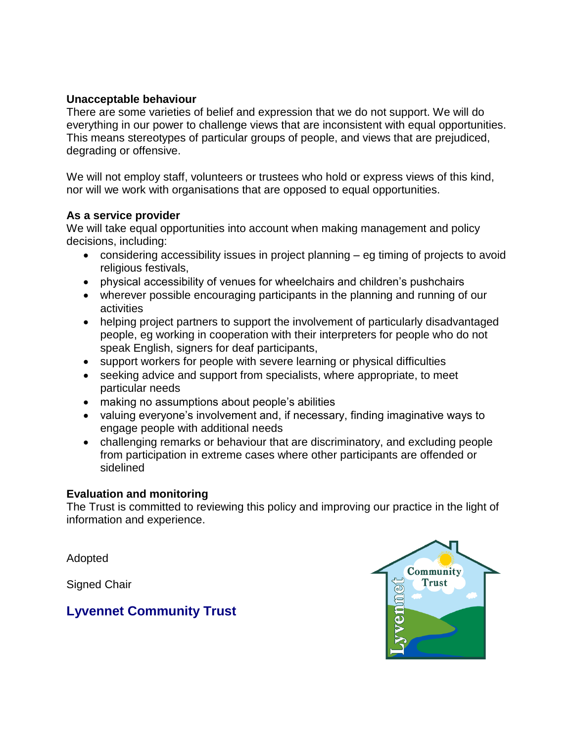**Unacceptable behaviour**

There are some varieties of belief and expression that we do not support. We will do everything in our power to challenge views that are inconsistent with equal opportunities. This means stereotypes of particular groups of people, and views that are prejudiced, degrading or offensive.

We will not employ staff, volunteers or trustees who hold or express views of this kind, nor will we work with organisations that are opposed to equal opportunities.

**As a service provider**

We will take equal opportunities into account when making management and policy decisions, including:

- considering accessibility issues in project planning – eg timing of projects to avoid religious festivals,
- physical accessibility of venues for wheelchairs and children's pushchairs
- wherever possible encouraging participants in the planning and running of our activities
- helping project partners to support the involvement of particularly disadvantaged people, eg working in cooperation with their interpreters for people who do not speak English, signers for deaf participants,
- support workers for people with severe learning or physical difficulties
- seeking advice and support from specialists, where appropriate, to meet particular needs
- making no assumptions about people's abilities
- valuing everyone's involvement and, if necessary, finding imaginative ways to engage people with additional needs
- challenging remarks or behaviour that are discriminatory, and excluding people from participation in extreme cases where other participants are offended or sidelined

**Evaluation and monitoring**

The Trust is committed to reviewing this policy and improving our practice in the light of information and experience.

Adopted

Signed Chair

**Lyvennet Community Trust**